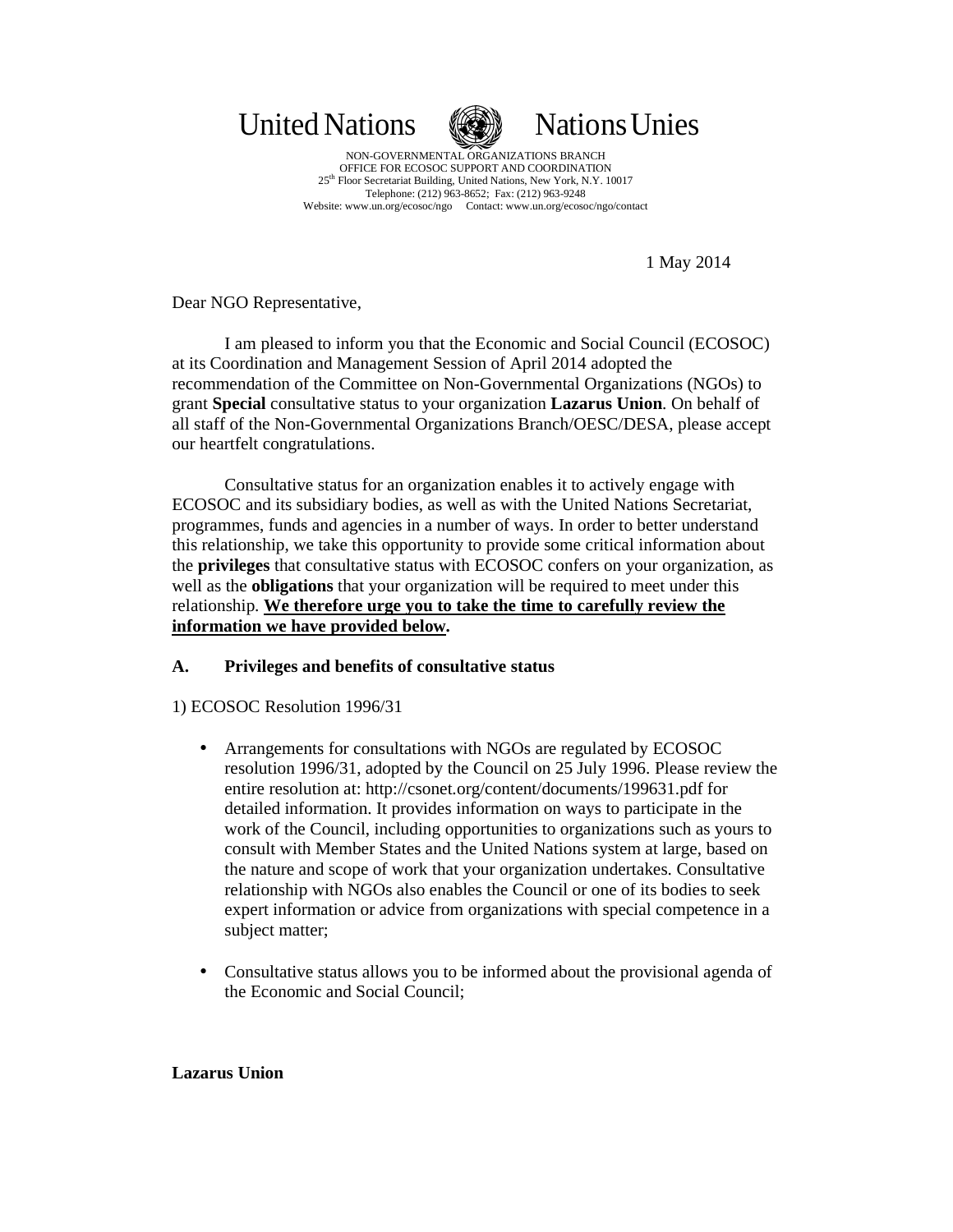United Nations Nations Unies

NON-GOVERNMENTAL ORGANIZATIONS BRANCH
OFFICE FOR ECOSOC SUPPORT AND COORDINATION
25th Floor Secretariat Building, United Nations, New York, N.Y. 10017
Telephone: (212) 963-8652; Fax: (212) 963-9248
Website: www.un.org/ecosoc/ngo Contact: www.un.org/ecosoc/ngo/contact

1 May 2014

Dear NGO Representative,

I am pleased to inform you that the Economic and Social Council (ECOSOC) at its Coordination and Management Session of April 2014 adopted the recommendation of the Committee on Non-Governmental Organizations (NGOs) to grant **Special** consultative status to your organization **Lazarus Union**. On behalf of all staff of the Non-Governmental Organizations Branch/OESC/DESA, please accept our heartfelt congratulations.

Consultative status for an organization enables it to actively engage with ECOSOC and its subsidiary bodies, as well as with the United Nations Secretariat, programmes, funds and agencies in a number of ways. In order to better understand this relationship, we take this opportunity to provide some critical information about the **privileges** that consultative status with ECOSOC confers on your organization, as well as the **obligations** that your organization will be required to meet under this relationship. **We therefore urge you to take the time to carefully review the information we have provided below.**

## A. Privileges and benefits of consultative status

1) ECOSOC Resolution 1996/31

- Arrangements for consultations with NGOs are regulated by ECOSOC resolution 1996/31, adopted by the Council on 25 July 1996. Please review the entire resolution at: http://csonet.org/content/documents/199631.pdf for detailed information. It provides information on ways to participate in the work of the Council, including opportunities to organizations such as yours to consult with Member States and the United Nations system at large, based on the nature and scope of work that your organization undertakes. Consultative relationship with NGOs also enables the Council or one of its bodies to seek expert information or advice from organizations with special competence in a subject matter;

- Consultative status allows you to be informed about the provisional agenda of the Economic and Social Council;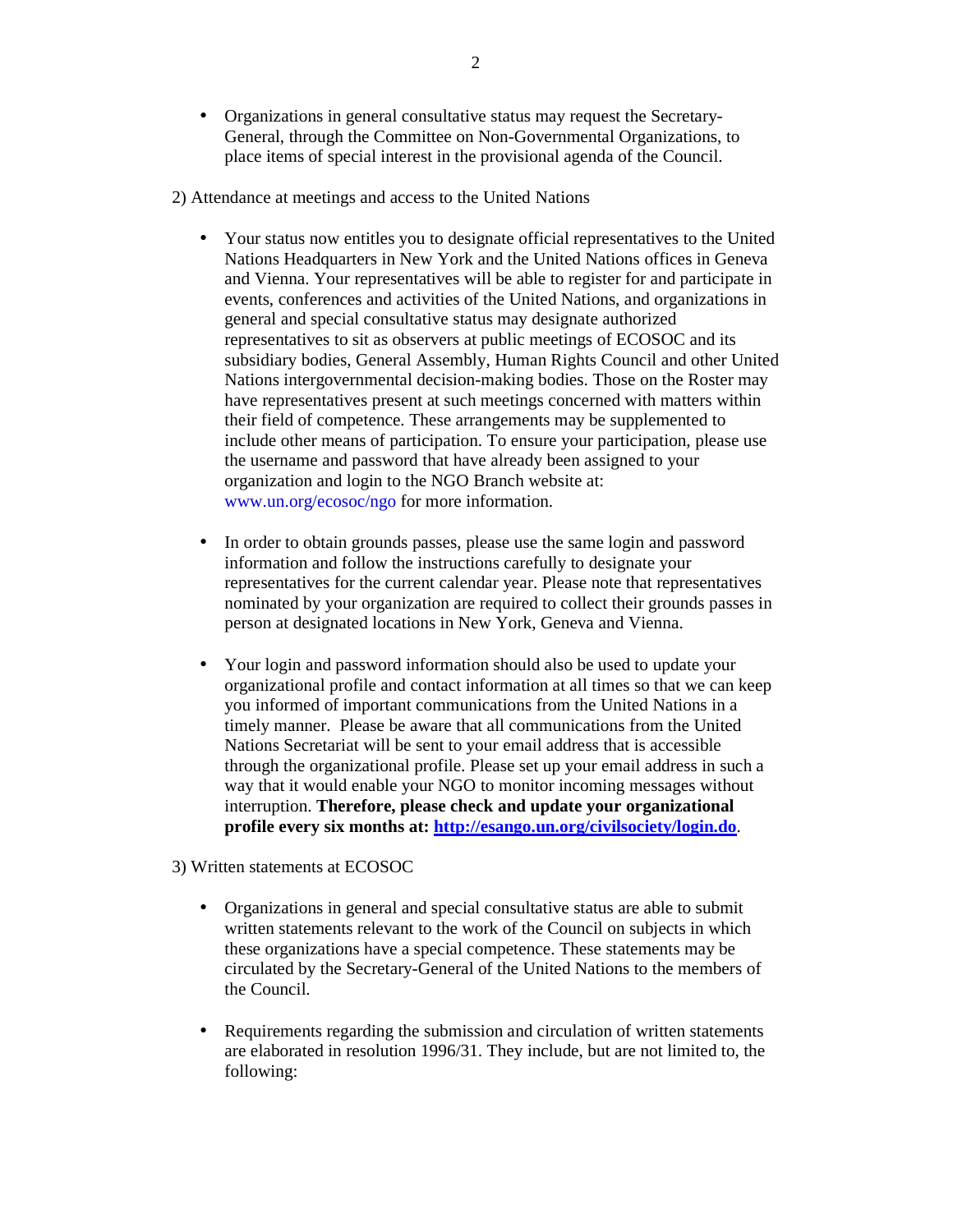- Organizations in general consultative status may request the Secretary-General, through the Committee on Non-Governmental Organizations, to place items of special interest in the provisional agenda of the Council.

2) Attendance at meetings and access to the United Nations

- Your status now entitles you to designate official representatives to the United Nations Headquarters in New York and the United Nations offices in Geneva and Vienna. Your representatives will be able to register for and participate in events, conferences and activities of the United Nations, and organizations in general and special consultative status may designate authorized representatives to sit as observers at public meetings of ECOSOC and its subsidiary bodies, General Assembly, Human Rights Council and other United Nations intergovernmental decision-making bodies. Those on the Roster may have representatives present at such meetings concerned with matters within their field of competence. These arrangements may be supplemented to include other means of participation. To ensure your participation, please use the username and password that have already been assigned to your organization and login to the NGO Branch website at: www.un.org/ecosoc/ngo for more information.

- In order to obtain grounds passes, please use the same login and password information and follow the instructions carefully to designate your representatives for the current calendar year. Please note that representatives nominated by your organization are required to collect their grounds passes in person at designated locations in New York, Geneva and Vienna.

- Your login and password information should also be used to update your organizational profile and contact information at all times so that we can keep you informed of important communications from the United Nations in a timely manner. Please be aware that all communications from the United Nations Secretariat will be sent to your email address that is accessible through the organizational profile. Please set up your email address in such a way that it would enable your NGO to monitor incoming messages without interruption. **Therefore, please check and update your organizational profile every six months at: [http://esango.un.org/civilsociety/login.do](http://esango.un.org/civilsociety/login.do)**.

3) Written statements at ECOSOC

- Organizations in general and special consultative status are able to submit written statements relevant to the work of the Council on subjects in which these organizations have a special competence. These statements may be circulated by the Secretary-General of the United Nations to the members of the Council.

- Requirements regarding the submission and circulation of written statements are elaborated in resolution 1996/31. They include, but are not limited to, the following: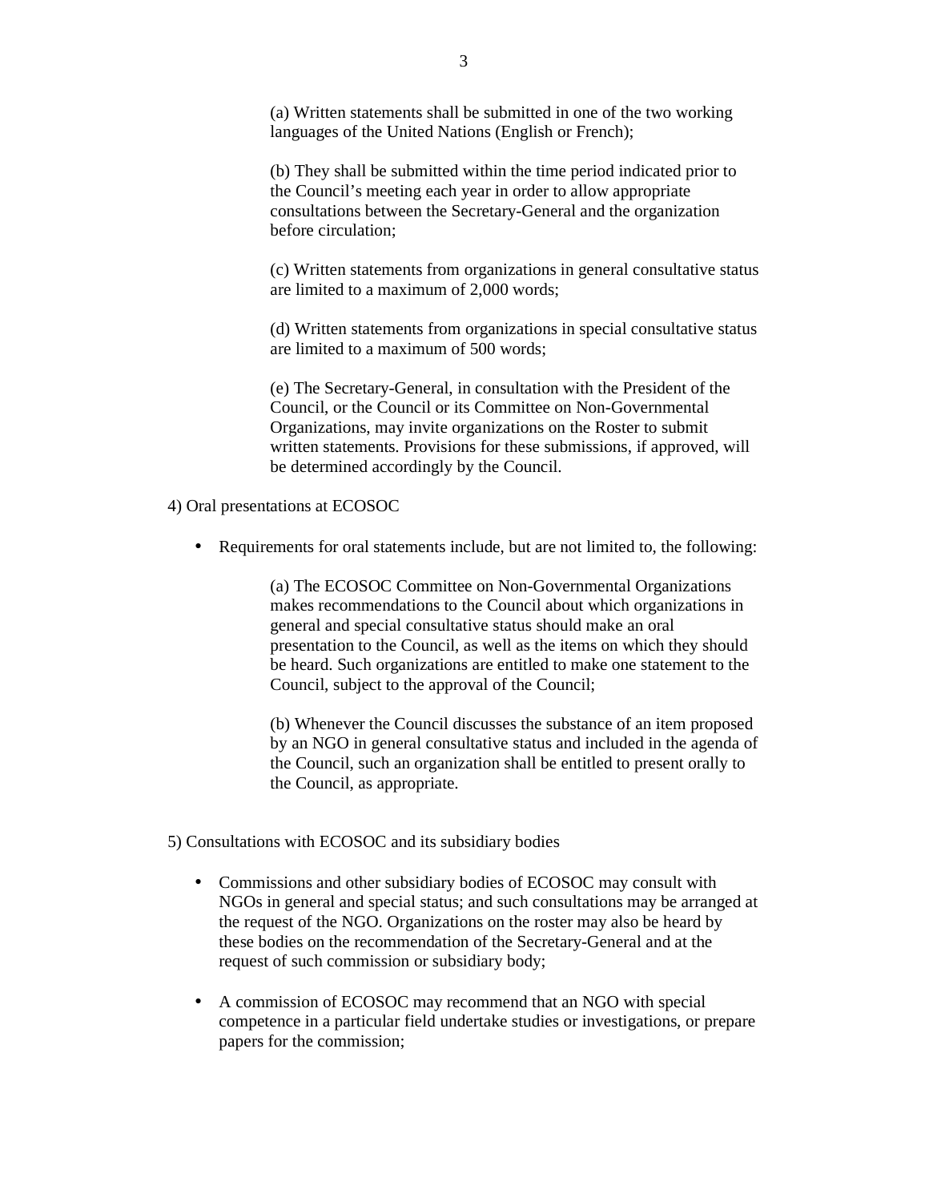(a) Written statements shall be submitted in one of the two working languages of the United Nations (English or French);

(b) They shall be submitted within the time period indicated prior to the Council's meeting each year in order to allow appropriate consultations between the Secretary-General and the organization before circulation;

(c) Written statements from organizations in general consultative status are limited to a maximum of 2,000 words;

(d) Written statements from organizations in special consultative status are limited to a maximum of 500 words;

(e) The Secretary-General, in consultation with the President of the Council, or the Council or its Committee on Non-Governmental Organizations, may invite organizations on the Roster to submit written statements. Provisions for these submissions, if approved, will be determined accordingly by the Council.

4) Oral presentations at ECOSOC

- Requirements for oral statements include, but are not limited to, the following:

  (a) The ECOSOC Committee on Non-Governmental Organizations makes recommendations to the Council about which organizations in general and special consultative status should make an oral presentation to the Council, as well as the items on which they should be heard. Such organizations are entitled to make one statement to the Council, subject to the approval of the Council;

  (b) Whenever the Council discusses the substance of an item proposed by an NGO in general consultative status and included in the agenda of the Council, such an organization shall be entitled to present orally to the Council, as appropriate.

5) Consultations with ECOSOC and its subsidiary bodies

- Commissions and other subsidiary bodies of ECOSOC may consult with NGOs in general and special status; and such consultations may be arranged at the request of the NGO. Organizations on the roster may also be heard by these bodies on the recommendation of the Secretary-General and at the request of such commission or subsidiary body;

- A commission of ECOSOC may recommend that an NGO with special competence in a particular field undertake studies or investigations, or prepare papers for the commission;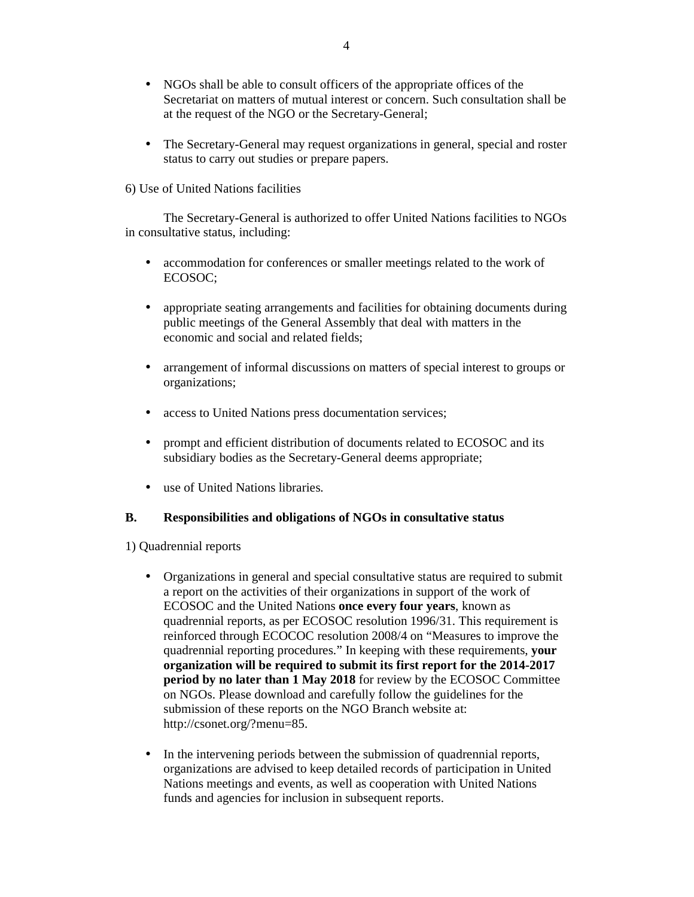- NGOs shall be able to consult officers of the appropriate offices of the Secretariat on matters of mutual interest or concern. Such consultation shall be at the request of the NGO or the Secretary-General;

- The Secretary-General may request organizations in general, special and roster status to carry out studies or prepare papers.

6) Use of United Nations facilities

The Secretary-General is authorized to offer United Nations facilities to NGOs in consultative status, including:

- accommodation for conferences or smaller meetings related to the work of ECOSOC;

- appropriate seating arrangements and facilities for obtaining documents during public meetings of the General Assembly that deal with matters in the economic and social and related fields;

- arrangement of informal discussions on matters of special interest to groups or organizations;

- access to United Nations press documentation services;

- prompt and efficient distribution of documents related to ECOSOC and its subsidiary bodies as the Secretary-General deems appropriate;

- use of United Nations libraries.

## B. Responsibilities and obligations of NGOs in consultative status

1) Quadrennial reports

- Organizations in general and special consultative status are required to submit a report on the activities of their organizations in support of the work of ECOSOC and the United Nations **once every four years**, known as quadrennial reports, as per ECOSOC resolution 1996/31. This requirement is reinforced through ECOCOC resolution 2008/4 on "Measures to improve the quadrennial reporting procedures." In keeping with these requirements, **your organization will be required to submit its first report for the 2014-2017 period by no later than 1 May 2018** for review by the ECOSOC Committee on NGOs. Please download and carefully follow the guidelines for the submission of these reports on the NGO Branch website at: http://csonet.org/?menu=85.

- In the intervening periods between the submission of quadrennial reports, organizations are advised to keep detailed records of participation in United Nations meetings and events, as well as cooperation with United Nations funds and agencies for inclusion in subsequent reports.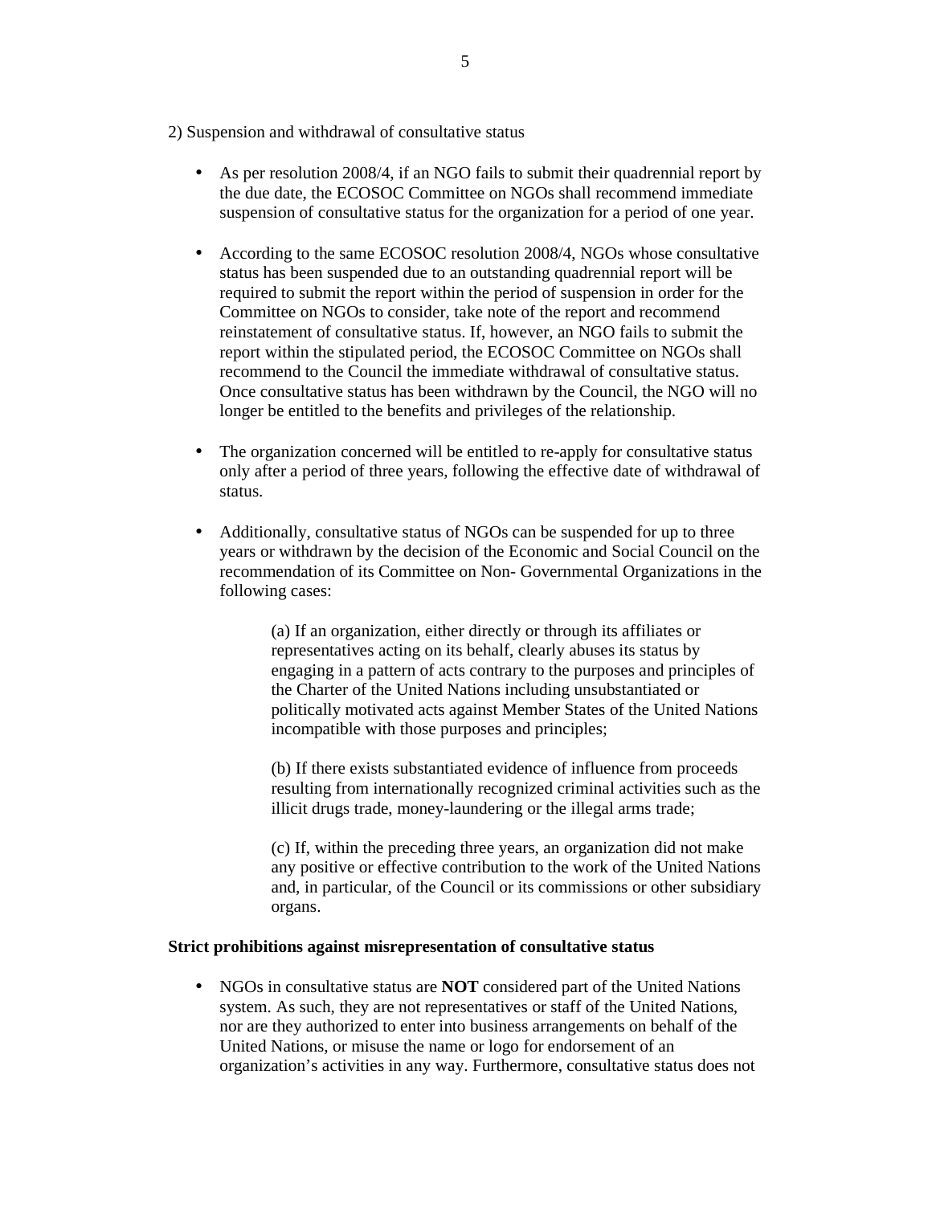2) Suspension and withdrawal of consultative status

- As per resolution 2008/4, if an NGO fails to submit their quadrennial report by the due date, the ECOSOC Committee on NGOs shall recommend immediate suspension of consultative status for the organization for a period of one year.

- According to the same ECOSOC resolution 2008/4, NGOs whose consultative status has been suspended due to an outstanding quadrennial report will be required to submit the report within the period of suspension in order for the Committee on NGOs to consider, take note of the report and recommend reinstatement of consultative status. If, however, an NGO fails to submit the report within the stipulated period, the ECOSOC Committee on NGOs shall recommend to the Council the immediate withdrawal of consultative status. Once consultative status has been withdrawn by the Council, the NGO will no longer be entitled to the benefits and privileges of the relationship.

- The organization concerned will be entitled to re-apply for consultative status only after a period of three years, following the effective date of withdrawal of status.

- Additionally, consultative status of NGOs can be suspended for up to three years or withdrawn by the decision of the Economic and Social Council on the recommendation of its Committee on Non- Governmental Organizations in the following cases:

  (a) If an organization, either directly or through its affiliates or representatives acting on its behalf, clearly abuses its status by engaging in a pattern of acts contrary to the purposes and principles of the Charter of the United Nations including unsubstantiated or politically motivated acts against Member States of the United Nations incompatible with those purposes and principles;

  (b) If there exists substantiated evidence of influence from proceeds resulting from internationally recognized criminal activities such as the illicit drugs trade, money-laundering or the illegal arms trade;

  (c) If, within the preceding three years, an organization did not make any positive or effective contribution to the work of the United Nations and, in particular, of the Council or its commissions or other subsidiary organs.

**Strict prohibitions against misrepresentation of consultative status**

- NGOs in consultative status are **NOT** considered part of the United Nations system. As such, they are not representatives or staff of the United Nations, nor are they authorized to enter into business arrangements on behalf of the United Nations, or misuse the name or logo for endorsement of an organization's activities in any way. Furthermore, consultative status does not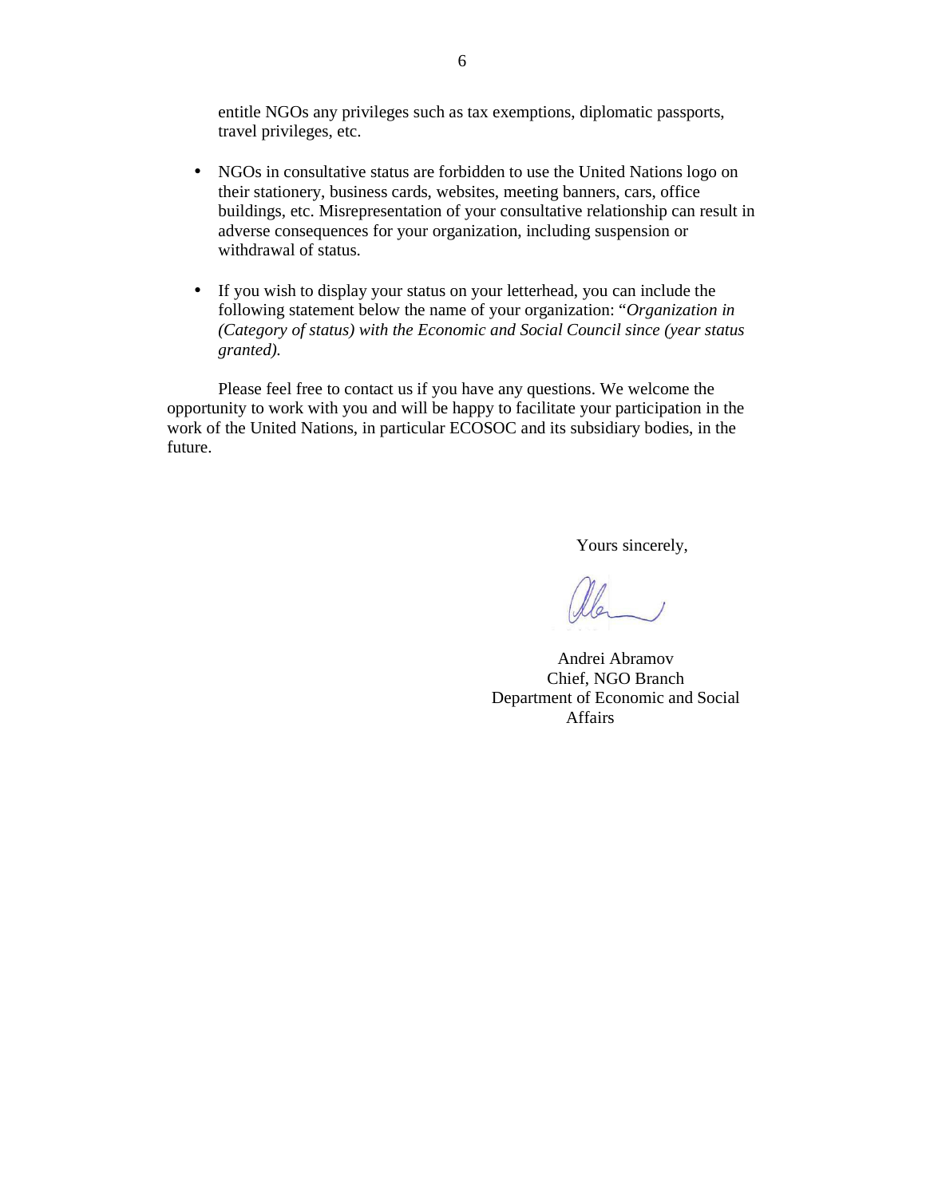entitle NGOs any privileges such as tax exemptions, diplomatic passports, travel privileges, etc.

- NGOs in consultative status are forbidden to use the United Nations logo on their stationery, business cards, websites, meeting banners, cars, office buildings, etc. Misrepresentation of your consultative relationship can result in adverse consequences for your organization, including suspension or withdrawal of status.

- If you wish to display your status on your letterhead, you can include the following statement below the name of your organization: "*Organization in (Category of status) with the Economic and Social Council since (year status granted).*

Please feel free to contact us if you have any questions. We welcome the opportunity to work with you and will be happy to facilitate your participation in the work of the United Nations, in particular ECOSOC and its subsidiary bodies, in the future.

Yours sincerely,

Andrei Abramov
Chief, NGO Branch
Department of Economic and Social Affairs